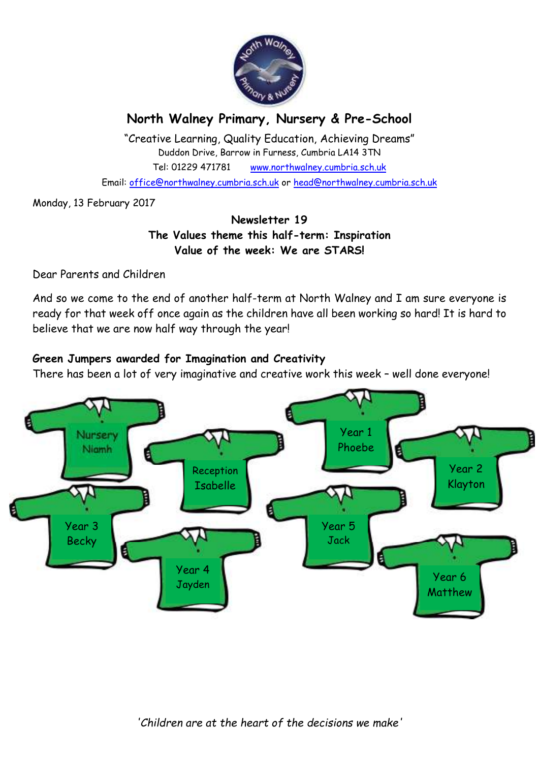# North Walney Primary, Nursery & Pre-School

"Creative Learning, Quality Education, Achieving Dreams"

Duddon Drive, Barrow in Furness, Cumbria LA14 3TN

Tel: 01229 471781 www.northwalney.cumbria.sch.uk

Email: office@northwalney.cumbria.sch.uk or head@northwalney.cumbria.sch.uk

Monday, 13 February 2017

**Newsletter 19**

**The Values theme this half-term: Inspiration**

**Value of the week: We are STARS!**

Dear Parents and Children

And so we come to the end of another half-term at North Walney and I am sure everyone is ready for that week off once again as the children have all been working so hard! It is hard to believe that we are now half way through the year!

### Green Jumpers awarded for Imagination and Creativity

There has been a lot of very imaginative and creative work this week – well done everyone!

- Nursery – Niamh
- Reception – Isabelle
- Year 1 – Phoebe
- Year 2 – Klayton
- Year 3 – Becky
- Year 4 – Jayden
- Year 5 – Jack
- Year 6 – Matthew

*'Children are at the heart of the decisions we make'*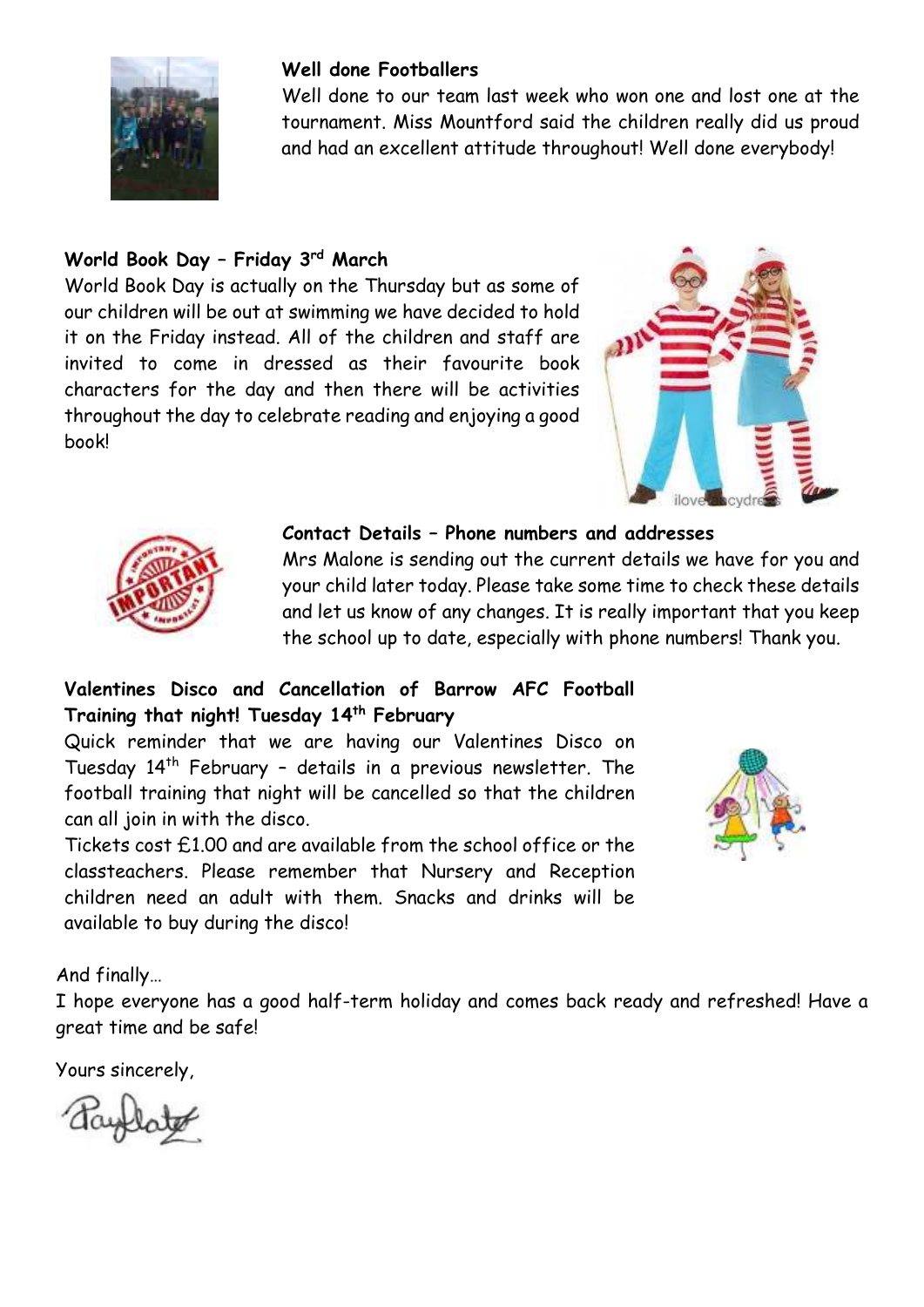**Well done Footballers**

Well done to our team last week who won one and lost one at the tournament. Miss Mountford said the children really did us proud and had an excellent attitude throughout! Well done everybody!

**World Book Day – Friday 3rd March**

World Book Day is actually on the Thursday but as some of our children will be out at swimming we have decided to hold it on the Friday instead. All of the children and staff are invited to come in dressed as their favourite book characters for the day and then there will be activities throughout the day to celebrate reading and enjoying a good book!

**Contact Details – Phone numbers and addresses**

Mrs Malone is sending out the current details we have for you and your child later today. Please take some time to check these details and let us know of any changes. It is really important that you keep the school up to date, especially with phone numbers! Thank you.

**Valentines Disco and Cancellation of Barrow AFC Football Training that night! Tuesday 14th February**

Quick reminder that we are having our Valentines Disco on Tuesday 14th February – details in a previous newsletter. The football training that night will be cancelled so that the children can all join in with the disco.

Tickets cost £1.00 and are available from the school office or the classteachers. Please remember that Nursery and Reception children need an adult with them. Snacks and drinks will be available to buy during the disco!

And finally…

I hope everyone has a good half-term holiday and comes back ready and refreshed! Have a great time and be safe!

Yours sincerely,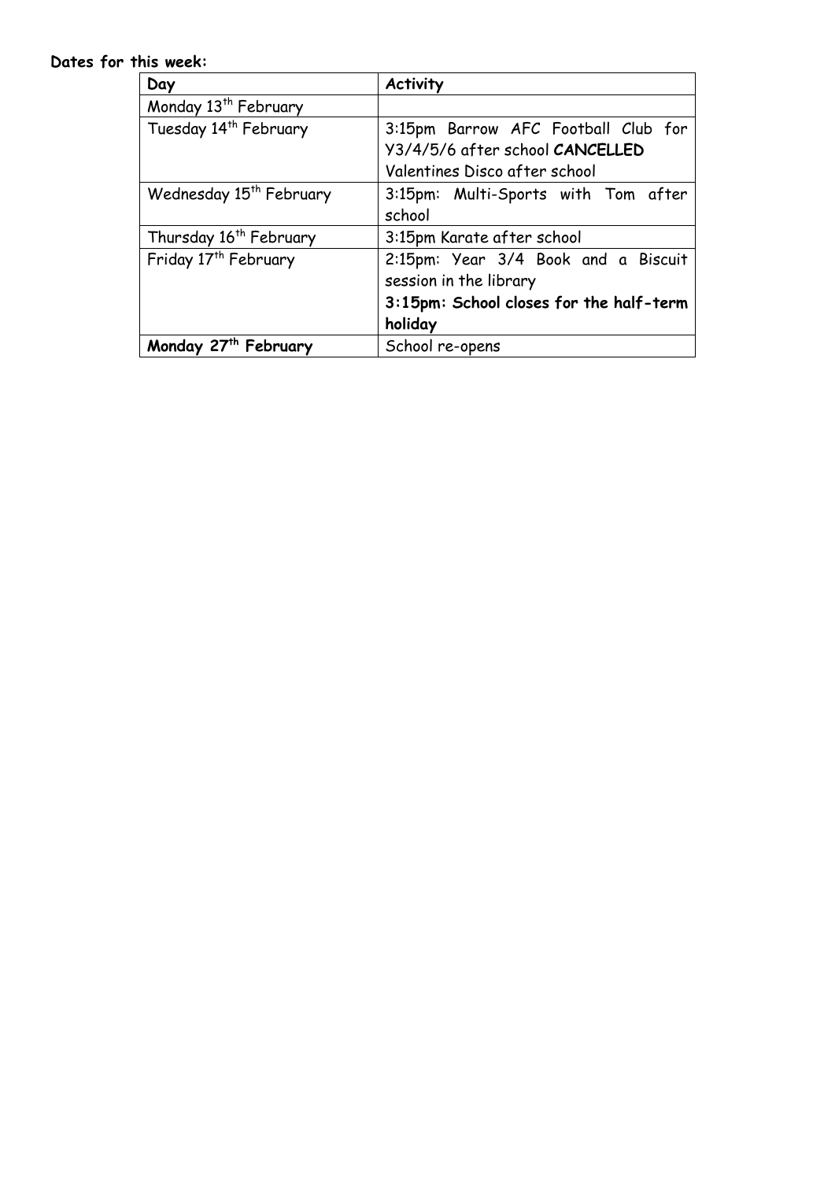**Dates for this week:**

| Day | Activity |
|---|---|
| Monday 13th February | |
| Tuesday 14th February | 3:15pm Barrow AFC Football Club for Y3/4/5/6 after school **CANCELLED**<br>Valentines Disco after school |
| Wednesday 15th February | 3:15pm: Multi-Sports with Tom after school |
| Thursday 16th February | 3:15pm Karate after school |
| Friday 17th February | 2:15pm: Year 3/4 Book and a Biscuit session in the library<br>**3:15pm: School closes for the half-term holiday** |
| **Monday 27th February** | School re-opens |